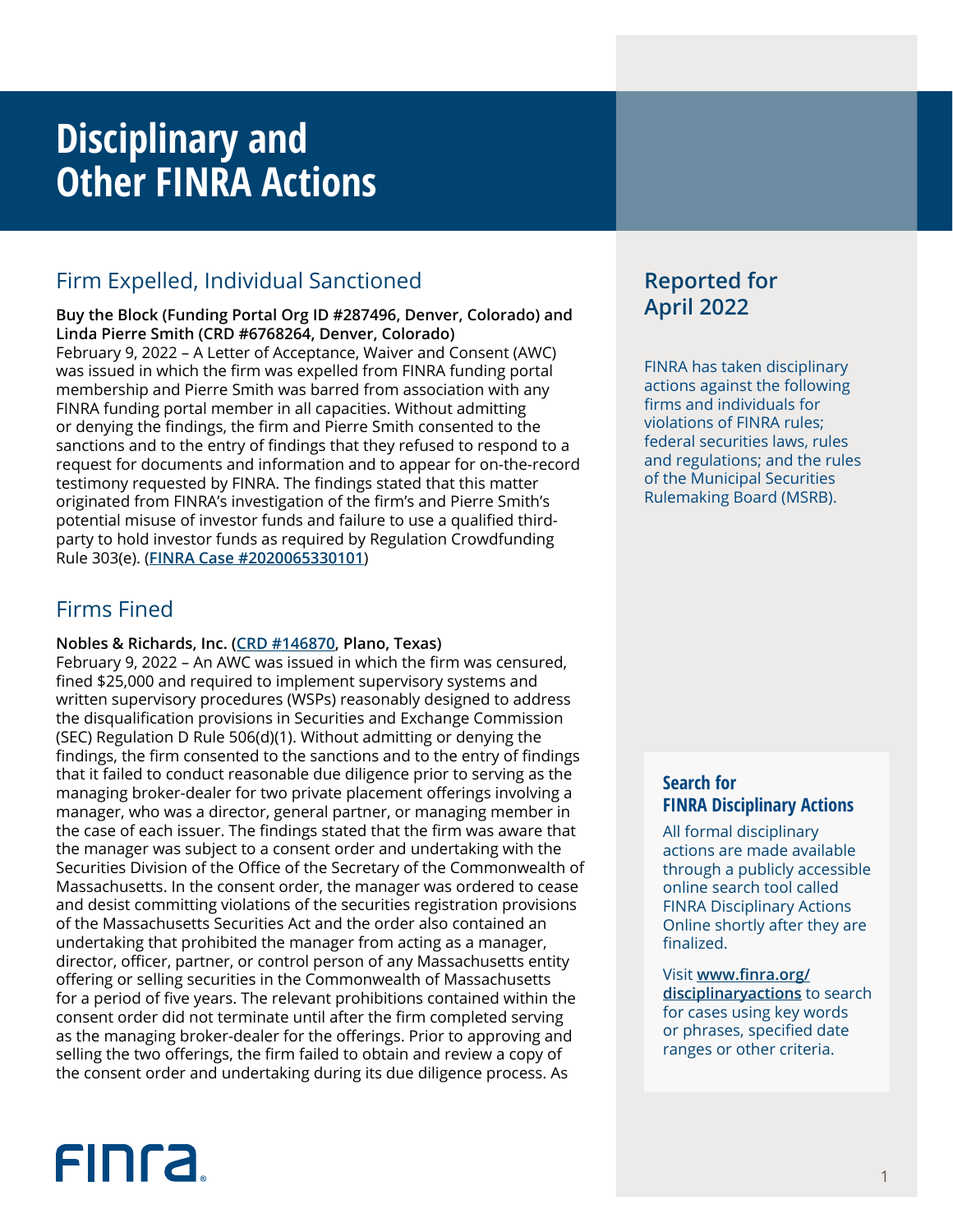# Disciplinary and Other FINRA Actions

## Firm Expelled, Individual Sanctioned

**Buy the Block (Funding Portal Org ID #287496, Denver, Colorado) and Linda Pierre Smith (CRD #6768264, Denver, Colorado)**
February 9, 2022 – A Letter of Acceptance, Waiver and Consent (AWC) was issued in which the firm was expelled from FINRA funding portal membership and Pierre Smith was barred from association with any FINRA funding portal member in all capacities. Without admitting or denying the findings, the firm and Pierre Smith consented to the sanctions and to the entry of findings that they refused to respond to a request for documents and information and to appear for on-the-record testimony requested by FINRA. The findings stated that this matter originated from FINRA's investigation of the firm's and Pierre Smith's potential misuse of investor funds and failure to use a qualified third-party to hold investor funds as required by Regulation Crowdfunding Rule 303(e). (**FINRA Case #2020065330101**)

## Firms Fined

**Nobles & Richards, Inc. (CRD #146870, Plano, Texas)**
February 9, 2022 – An AWC was issued in which the firm was censured, fined $25,000 and required to implement supervisory systems and written supervisory procedures (WSPs) reasonably designed to address the disqualification provisions in Securities and Exchange Commission (SEC) Regulation D Rule 506(d)(1). Without admitting or denying the findings, the firm consented to the sanctions and to the entry of findings that it failed to conduct reasonable due diligence prior to serving as the managing broker-dealer for two private placement offerings involving a manager, who was a director, general partner, or managing member in the case of each issuer. The findings stated that the firm was aware that the manager was subject to a consent order and undertaking with the Securities Division of the Office of the Secretary of the Commonwealth of Massachusetts. In the consent order, the manager was ordered to cease and desist committing violations of the securities registration provisions of the Massachusetts Securities Act and the order also contained an undertaking that prohibited the manager from acting as a manager, director, officer, partner, or control person of any Massachusetts entity offering or selling securities in the Commonwealth of Massachusetts for a period of five years. The relevant prohibitions contained within the consent order did not terminate until after the firm completed serving as the managing broker-dealer for the offerings. Prior to approving and selling the two offerings, the firm failed to obtain and review a copy of the consent order and undertaking during its due diligence process. As

## Reported for April 2022

FINRA has taken disciplinary actions against the following firms and individuals for violations of FINRA rules; federal securities laws, rules and regulations; and the rules of the Municipal Securities Rulemaking Board (MSRB).

### Search for FINRA Disciplinary Actions

All formal disciplinary actions are made available through a publicly accessible online search tool called FINRA Disciplinary Actions Online shortly after they are finalized.

Visit **www.finra.org/disciplinaryactions** to search for cases using key words or phrases, specified date ranges or other criteria.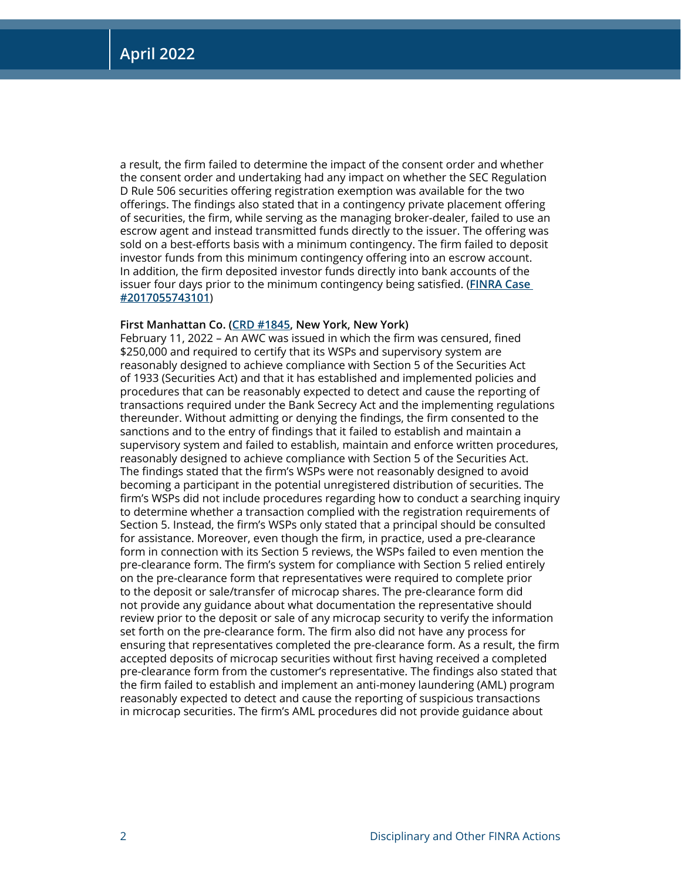a result, the firm failed to determine the impact of the consent order and whether the consent order and undertaking had any impact on whether the SEC Regulation D Rule 506 securities offering registration exemption was available for the two offerings. The findings also stated that in a contingency private placement offering of securities, the firm, while serving as the managing broker-dealer, failed to use an escrow agent and instead transmitted funds directly to the issuer. The offering was sold on a best-efforts basis with a minimum contingency. The firm failed to deposit investor funds from this minimum contingency offering into an escrow account. In addition, the firm deposited investor funds directly into bank accounts of the issuer four days prior to the minimum contingency being satisfied. (**FINRA Case #2017055743101**)

**First Manhattan Co. (CRD #1845, New York, New York)**
February 11, 2022 – An AWC was issued in which the firm was censured, fined $250,000 and required to certify that its WSPs and supervisory system are reasonably designed to achieve compliance with Section 5 of the Securities Act of 1933 (Securities Act) and that it has established and implemented policies and procedures that can be reasonably expected to detect and cause the reporting of transactions required under the Bank Secrecy Act and the implementing regulations thereunder. Without admitting or denying the findings, the firm consented to the sanctions and to the entry of findings that it failed to establish and maintain a supervisory system and failed to establish, maintain and enforce written procedures, reasonably designed to achieve compliance with Section 5 of the Securities Act. The findings stated that the firm's WSPs were not reasonably designed to avoid becoming a participant in the potential unregistered distribution of securities. The firm's WSPs did not include procedures regarding how to conduct a searching inquiry to determine whether a transaction complied with the registration requirements of Section 5. Instead, the firm's WSPs only stated that a principal should be consulted for assistance. Moreover, even though the firm, in practice, used a pre-clearance form in connection with its Section 5 reviews, the WSPs failed to even mention the pre-clearance form. The firm's system for compliance with Section 5 relied entirely on the pre-clearance form that representatives were required to complete prior to the deposit or sale/transfer of microcap shares. The pre-clearance form did not provide any guidance about what documentation the representative should review prior to the deposit or sale of any microcap security to verify the information set forth on the pre-clearance form. The firm also did not have any process for ensuring that representatives completed the pre-clearance form. As a result, the firm accepted deposits of microcap securities without first having received a completed pre-clearance form from the customer's representative. The findings also stated that the firm failed to establish and implement an anti-money laundering (AML) program reasonably expected to detect and cause the reporting of suspicious transactions in microcap securities. The firm's AML procedures did not provide guidance about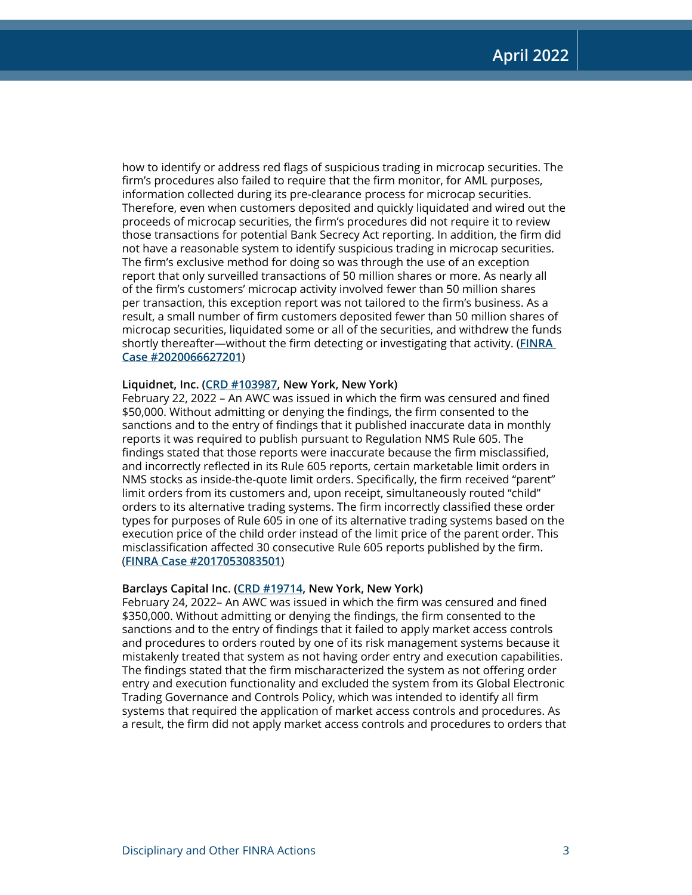how to identify or address red flags of suspicious trading in microcap securities. The firm's procedures also failed to require that the firm monitor, for AML purposes, information collected during its pre-clearance process for microcap securities. Therefore, even when customers deposited and quickly liquidated and wired out the proceeds of microcap securities, the firm's procedures did not require it to review those transactions for potential Bank Secrecy Act reporting. In addition, the firm did not have a reasonable system to identify suspicious trading in microcap securities. The firm's exclusive method for doing so was through the use of an exception report that only surveilled transactions of 50 million shares or more. As nearly all of the firm's customers' microcap activity involved fewer than 50 million shares per transaction, this exception report was not tailored to the firm's business. As a result, a small number of firm customers deposited fewer than 50 million shares of microcap securities, liquidated some or all of the securities, and withdrew the funds shortly thereafter—without the firm detecting or investigating that activity. (**FINRA Case #2020066627201**)

**Liquidnet, Inc. (CRD #103987, New York, New York)**
February 22, 2022 – An AWC was issued in which the firm was censured and fined $50,000. Without admitting or denying the findings, the firm consented to the sanctions and to the entry of findings that it published inaccurate data in monthly reports it was required to publish pursuant to Regulation NMS Rule 605. The findings stated that those reports were inaccurate because the firm misclassified, and incorrectly reflected in its Rule 605 reports, certain marketable limit orders in NMS stocks as inside-the-quote limit orders. Specifically, the firm received "parent" limit orders from its customers and, upon receipt, simultaneously routed "child" orders to its alternative trading systems. The firm incorrectly classified these order types for purposes of Rule 605 in one of its alternative trading systems based on the execution price of the child order instead of the limit price of the parent order. This misclassification affected 30 consecutive Rule 605 reports published by the firm. (**FINRA Case #2017053083501**)

**Barclays Capital Inc. (CRD #19714, New York, New York)**
February 24, 2022– An AWC was issued in which the firm was censured and fined $350,000. Without admitting or denying the findings, the firm consented to the sanctions and to the entry of findings that it failed to apply market access controls and procedures to orders routed by one of its risk management systems because it mistakenly treated that system as not having order entry and execution capabilities. The findings stated that the firm mischaracterized the system as not offering order entry and execution functionality and excluded the system from its Global Electronic Trading Governance and Controls Policy, which was intended to identify all firm systems that required the application of market access controls and procedures. As a result, the firm did not apply market access controls and procedures to orders that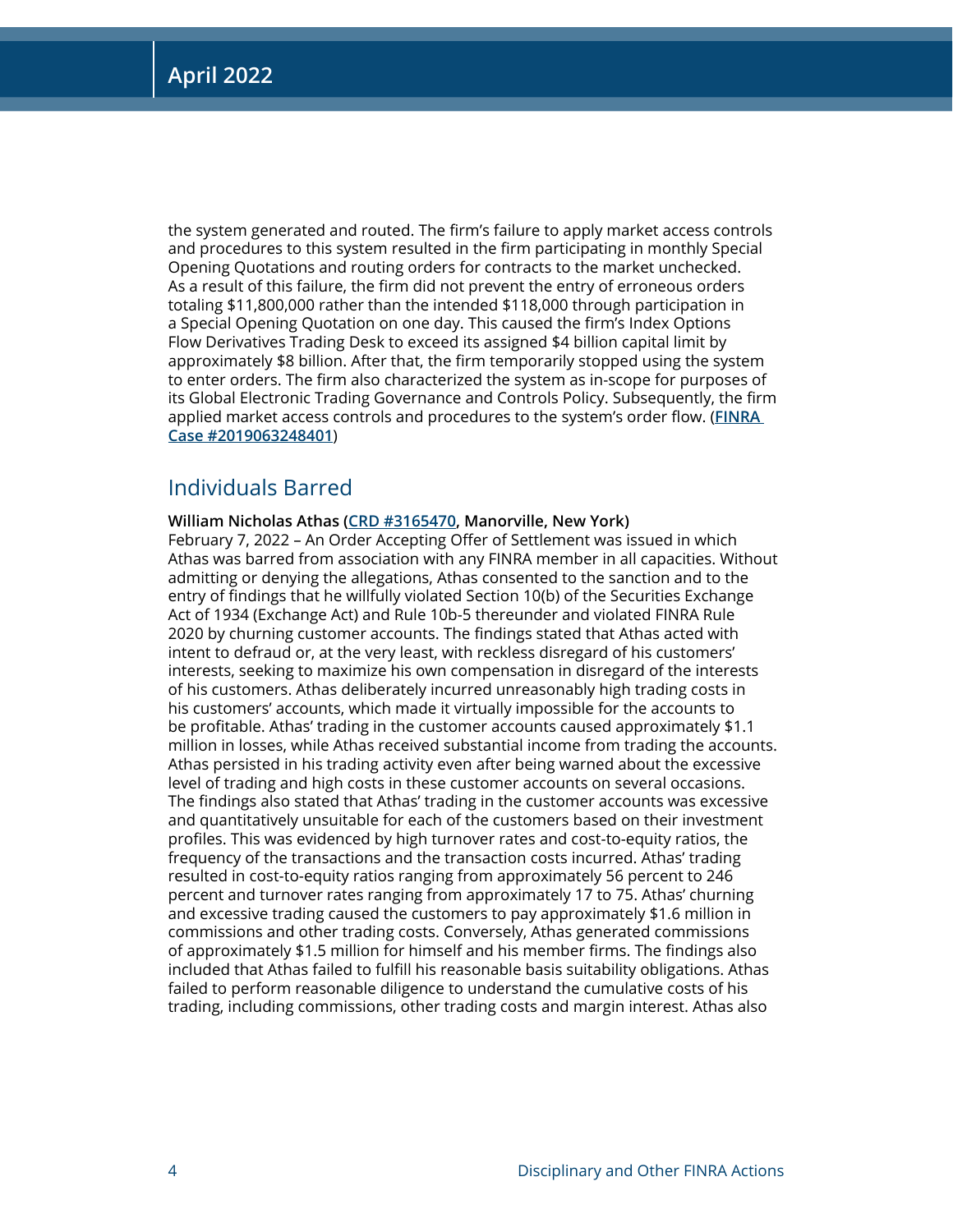the system generated and routed. The firm's failure to apply market access controls and procedures to this system resulted in the firm participating in monthly Special Opening Quotations and routing orders for contracts to the market unchecked. As a result of this failure, the firm did not prevent the entry of erroneous orders totaling $11,800,000 rather than the intended $118,000 through participation in a Special Opening Quotation on one day. This caused the firm's Index Options Flow Derivatives Trading Desk to exceed its assigned $4 billion capital limit by approximately $8 billion. After that, the firm temporarily stopped using the system to enter orders. The firm also characterized the system as in-scope for purposes of its Global Electronic Trading Governance and Controls Policy. Subsequently, the firm applied market access controls and procedures to the system's order flow. (**FINRA Case #2019063248401**)

## Individuals Barred

**William Nicholas Athas (CRD #3165470, Manorville, New York)**
February 7, 2022 – An Order Accepting Offer of Settlement was issued in which Athas was barred from association with any FINRA member in all capacities. Without admitting or denying the allegations, Athas consented to the sanction and to the entry of findings that he willfully violated Section 10(b) of the Securities Exchange Act of 1934 (Exchange Act) and Rule 10b-5 thereunder and violated FINRA Rule 2020 by churning customer accounts. The findings stated that Athas acted with intent to defraud or, at the very least, with reckless disregard of his customers' interests, seeking to maximize his own compensation in disregard of the interests of his customers. Athas deliberately incurred unreasonably high trading costs in his customers' accounts, which made it virtually impossible for the accounts to be profitable. Athas' trading in the customer accounts caused approximately $1.1 million in losses, while Athas received substantial income from trading the accounts. Athas persisted in his trading activity even after being warned about the excessive level of trading and high costs in these customer accounts on several occasions. The findings also stated that Athas' trading in the customer accounts was excessive and quantitatively unsuitable for each of the customers based on their investment profiles. This was evidenced by high turnover rates and cost-to-equity ratios, the frequency of the transactions and the transaction costs incurred. Athas' trading resulted in cost-to-equity ratios ranging from approximately 56 percent to 246 percent and turnover rates ranging from approximately 17 to 75. Athas' churning and excessive trading caused the customers to pay approximately $1.6 million in commissions and other trading costs. Conversely, Athas generated commissions of approximately $1.5 million for himself and his member firms. The findings also included that Athas failed to fulfill his reasonable basis suitability obligations. Athas failed to perform reasonable diligence to understand the cumulative costs of his trading, including commissions, other trading costs and margin interest. Athas also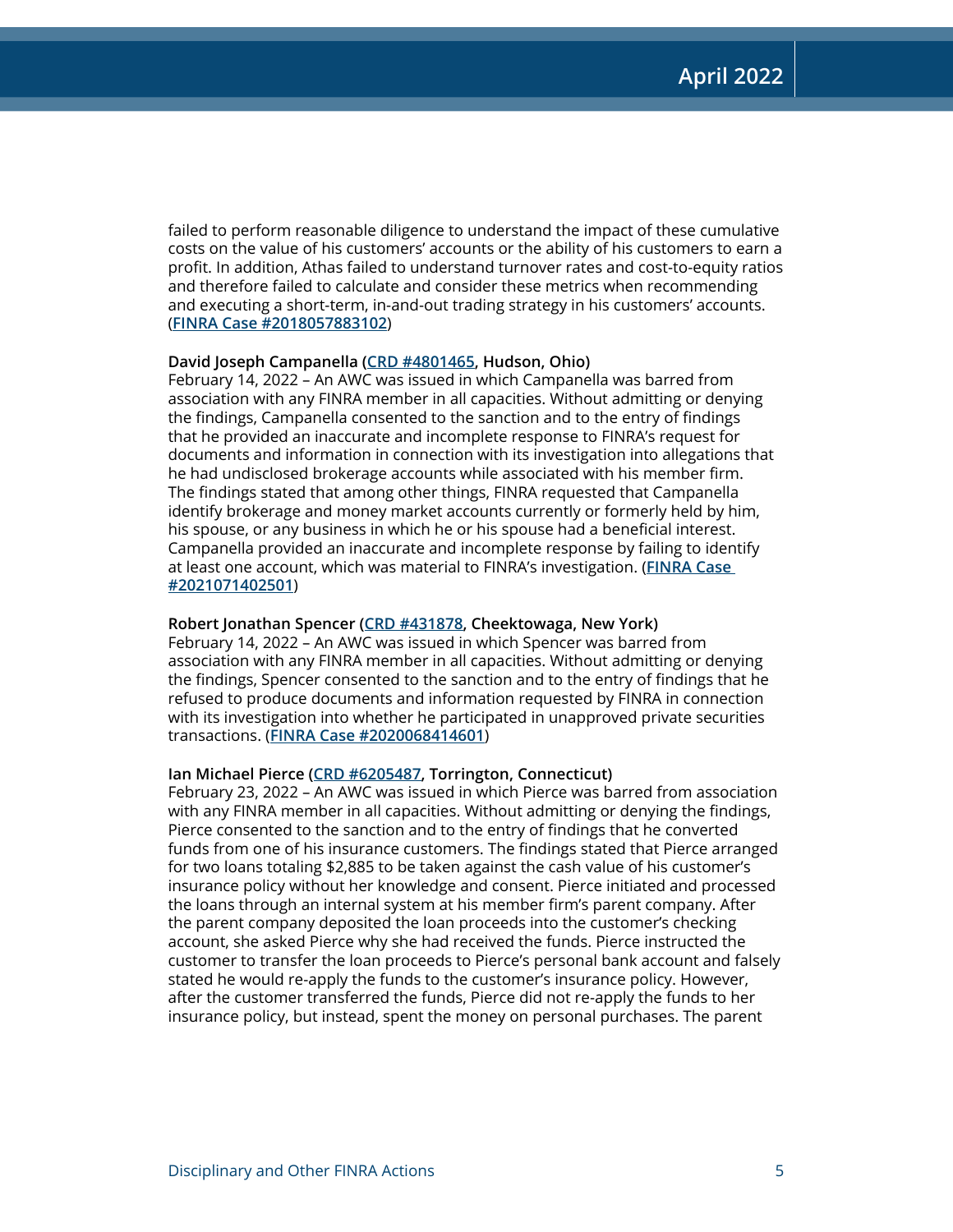failed to perform reasonable diligence to understand the impact of these cumulative costs on the value of his customers' accounts or the ability of his customers to earn a profit. In addition, Athas failed to understand turnover rates and cost-to-equity ratios and therefore failed to calculate and consider these metrics when recommending and executing a short-term, in-and-out trading strategy in his customers' accounts. (**FINRA Case #2018057883102**)

**David Joseph Campanella (CRD #4801465, Hudson, Ohio)**
February 14, 2022 – An AWC was issued in which Campanella was barred from association with any FINRA member in all capacities. Without admitting or denying the findings, Campanella consented to the sanction and to the entry of findings that he provided an inaccurate and incomplete response to FINRA's request for documents and information in connection with its investigation into allegations that he had undisclosed brokerage accounts while associated with his member firm. The findings stated that among other things, FINRA requested that Campanella identify brokerage and money market accounts currently or formerly held by him, his spouse, or any business in which he or his spouse had a beneficial interest. Campanella provided an inaccurate and incomplete response by failing to identify at least one account, which was material to FINRA's investigation. (**FINRA Case #2021071402501**)

**Robert Jonathan Spencer (CRD #431878, Cheektowaga, New York)**
February 14, 2022 – An AWC was issued in which Spencer was barred from association with any FINRA member in all capacities. Without admitting or denying the findings, Spencer consented to the sanction and to the entry of findings that he refused to produce documents and information requested by FINRA in connection with its investigation into whether he participated in unapproved private securities transactions. (**FINRA Case #2020068414601**)

**Ian Michael Pierce (CRD #6205487, Torrington, Connecticut)**
February 23, 2022 – An AWC was issued in which Pierce was barred from association with any FINRA member in all capacities. Without admitting or denying the findings, Pierce consented to the sanction and to the entry of findings that he converted funds from one of his insurance customers. The findings stated that Pierce arranged for two loans totaling $2,885 to be taken against the cash value of his customer's insurance policy without her knowledge and consent. Pierce initiated and processed the loans through an internal system at his member firm's parent company. After the parent company deposited the loan proceeds into the customer's checking account, she asked Pierce why she had received the funds. Pierce instructed the customer to transfer the loan proceeds to Pierce's personal bank account and falsely stated he would re-apply the funds to the customer's insurance policy. However, after the customer transferred the funds, Pierce did not re-apply the funds to her insurance policy, but instead, spent the money on personal purchases. The parent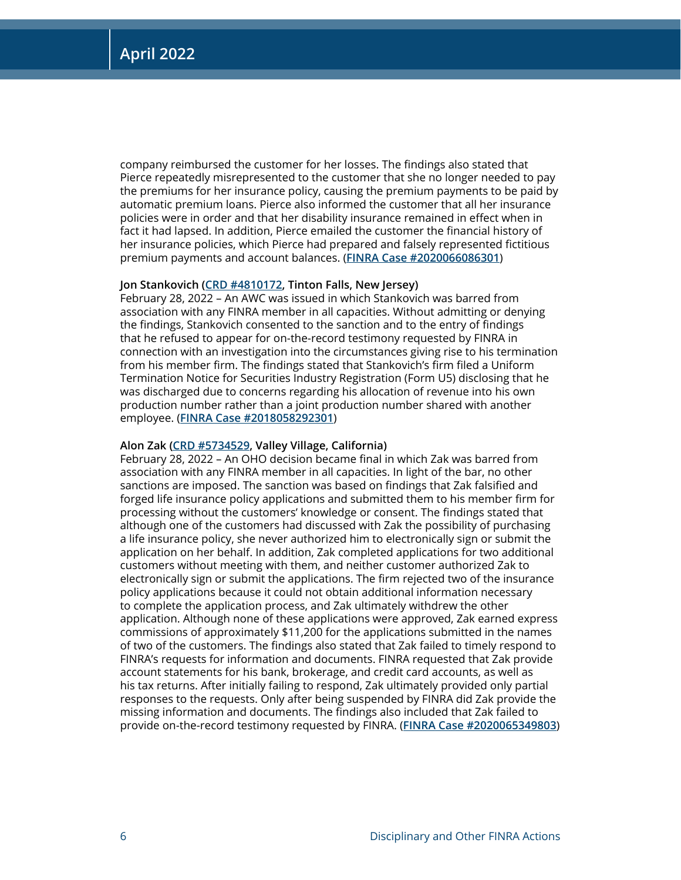company reimbursed the customer for her losses. The findings also stated that Pierce repeatedly misrepresented to the customer that she no longer needed to pay the premiums for her insurance policy, causing the premium payments to be paid by automatic premium loans. Pierce also informed the customer that all her insurance policies were in order and that her disability insurance remained in effect when in fact it had lapsed. In addition, Pierce emailed the customer the financial history of her insurance policies, which Pierce had prepared and falsely represented fictitious premium payments and account balances. (**FINRA Case #2020066086301**)

**Jon Stankovich (CRD #4810172, Tinton Falls, New Jersey)**
February 28, 2022 – An AWC was issued in which Stankovich was barred from association with any FINRA member in all capacities. Without admitting or denying the findings, Stankovich consented to the sanction and to the entry of findings that he refused to appear for on-the-record testimony requested by FINRA in connection with an investigation into the circumstances giving rise to his termination from his member firm. The findings stated that Stankovich's firm filed a Uniform Termination Notice for Securities Industry Registration (Form U5) disclosing that he was discharged due to concerns regarding his allocation of revenue into his own production number rather than a joint production number shared with another employee. (**FINRA Case #2018058292301**)

**Alon Zak (CRD #5734529, Valley Village, California)**
February 28, 2022 – An OHO decision became final in which Zak was barred from association with any FINRA member in all capacities. In light of the bar, no other sanctions are imposed. The sanction was based on findings that Zak falsified and forged life insurance policy applications and submitted them to his member firm for processing without the customers' knowledge or consent. The findings stated that although one of the customers had discussed with Zak the possibility of purchasing a life insurance policy, she never authorized him to electronically sign or submit the application on her behalf. In addition, Zak completed applications for two additional customers without meeting with them, and neither customer authorized Zak to electronically sign or submit the applications. The firm rejected two of the insurance policy applications because it could not obtain additional information necessary to complete the application process, and Zak ultimately withdrew the other application. Although none of these applications were approved, Zak earned express commissions of approximately $11,200 for the applications submitted in the names of two of the customers. The findings also stated that Zak failed to timely respond to FINRA's requests for information and documents. FINRA requested that Zak provide account statements for his bank, brokerage, and credit card accounts, as well as his tax returns. After initially failing to respond, Zak ultimately provided only partial responses to the requests. Only after being suspended by FINRA did Zak provide the missing information and documents. The findings also included that Zak failed to provide on-the-record testimony requested by FINRA. (**FINRA Case #2020065349803**)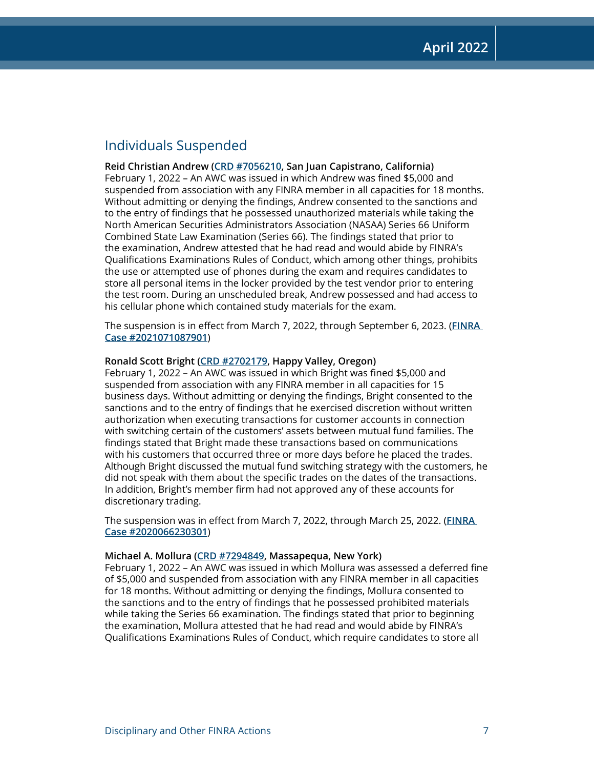## Individuals Suspended

**Reid Christian Andrew (CRD #7056210, San Juan Capistrano, California)**
February 1, 2022 – An AWC was issued in which Andrew was fined $5,000 and suspended from association with any FINRA member in all capacities for 18 months. Without admitting or denying the findings, Andrew consented to the sanctions and to the entry of findings that he possessed unauthorized materials while taking the North American Securities Administrators Association (NASAA) Series 66 Uniform Combined State Law Examination (Series 66). The findings stated that prior to the examination, Andrew attested that he had read and would abide by FINRA's Qualifications Examinations Rules of Conduct, which among other things, prohibits the use or attempted use of phones during the exam and requires candidates to store all personal items in the locker provided by the test vendor prior to entering the test room. During an unscheduled break, Andrew possessed and had access to his cellular phone which contained study materials for the exam.

The suspension is in effect from March 7, 2022, through September 6, 2023. (FINRA Case #2021071087901)

**Ronald Scott Bright (CRD #2702179, Happy Valley, Oregon)**
February 1, 2022 – An AWC was issued in which Bright was fined $5,000 and suspended from association with any FINRA member in all capacities for 15 business days. Without admitting or denying the findings, Bright consented to the sanctions and to the entry of findings that he exercised discretion without written authorization when executing transactions for customer accounts in connection with switching certain of the customers' assets between mutual fund families. The findings stated that Bright made these transactions based on communications with his customers that occurred three or more days before he placed the trades. Although Bright discussed the mutual fund switching strategy with the customers, he did not speak with them about the specific trades on the dates of the transactions. In addition, Bright's member firm had not approved any of these accounts for discretionary trading.

The suspension was in effect from March 7, 2022, through March 25, 2022. (FINRA Case #2020066230301)

**Michael A. Mollura (CRD #7294849, Massapequa, New York)**
February 1, 2022 – An AWC was issued in which Mollura was assessed a deferred fine of $5,000 and suspended from association with any FINRA member in all capacities for 18 months. Without admitting or denying the findings, Mollura consented to the sanctions and to the entry of findings that he possessed prohibited materials while taking the Series 66 examination. The findings stated that prior to beginning the examination, Mollura attested that he had read and would abide by FINRA's Qualifications Examinations Rules of Conduct, which require candidates to store all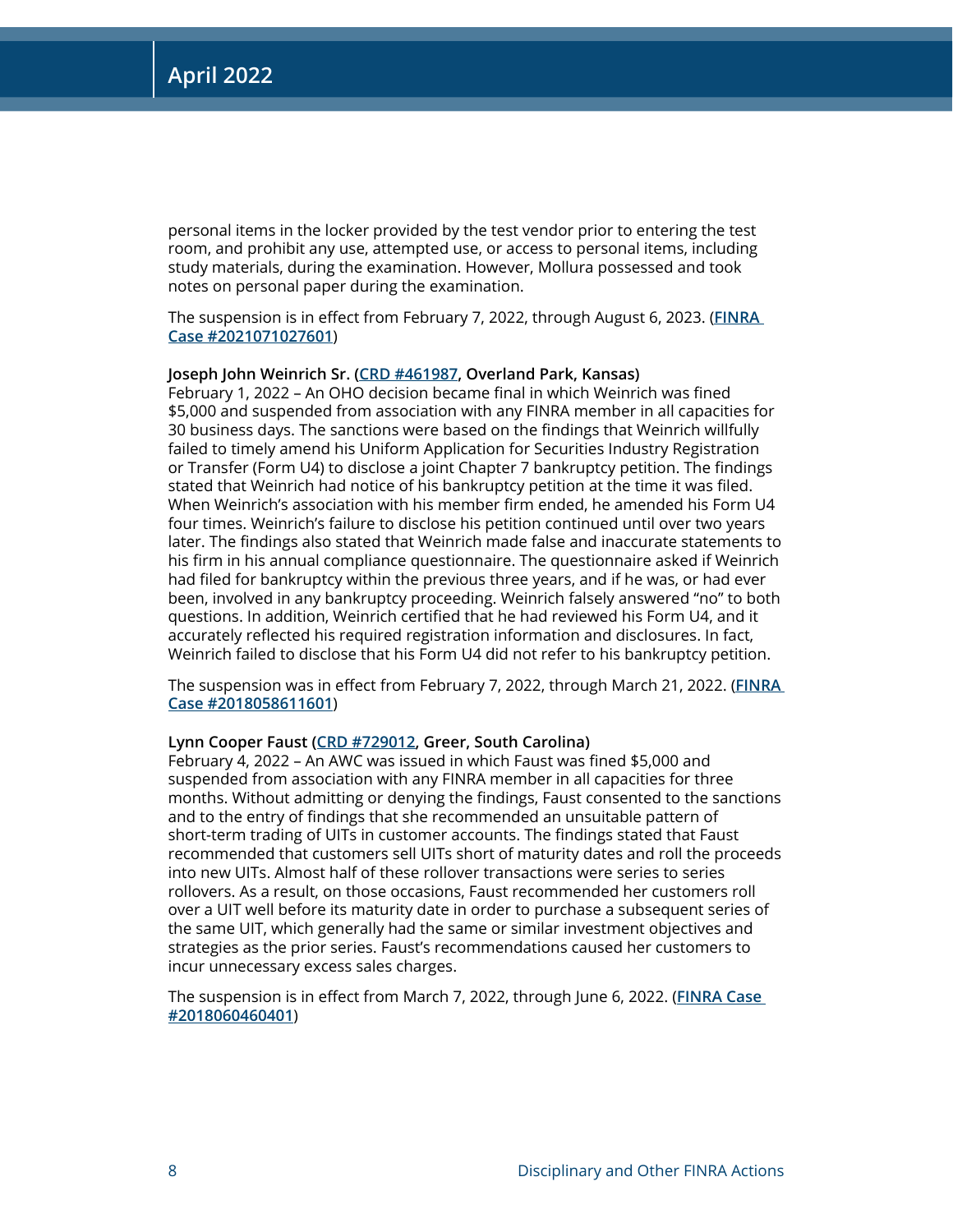personal items in the locker provided by the test vendor prior to entering the test room, and prohibit any use, attempted use, or access to personal items, including study materials, during the examination. However, Mollura possessed and took notes on personal paper during the examination.

The suspension is in effect from February 7, 2022, through August 6, 2023. (FINRA Case #2021071027601)

**Joseph John Weinrich Sr. (CRD #461987, Overland Park, Kansas)**
February 1, 2022 – An OHO decision became final in which Weinrich was fined $5,000 and suspended from association with any FINRA member in all capacities for 30 business days. The sanctions were based on the findings that Weinrich willfully failed to timely amend his Uniform Application for Securities Industry Registration or Transfer (Form U4) to disclose a joint Chapter 7 bankruptcy petition. The findings stated that Weinrich had notice of his bankruptcy petition at the time it was filed. When Weinrich's association with his member firm ended, he amended his Form U4 four times. Weinrich's failure to disclose his petition continued until over two years later. The findings also stated that Weinrich made false and inaccurate statements to his firm in his annual compliance questionnaire. The questionnaire asked if Weinrich had filed for bankruptcy within the previous three years, and if he was, or had ever been, involved in any bankruptcy proceeding. Weinrich falsely answered "no" to both questions. In addition, Weinrich certified that he had reviewed his Form U4, and it accurately reflected his required registration information and disclosures. In fact, Weinrich failed to disclose that his Form U4 did not refer to his bankruptcy petition.

The suspension was in effect from February 7, 2022, through March 21, 2022. (FINRA Case #2018058611601)

**Lynn Cooper Faust (CRD #729012, Greer, South Carolina)**
February 4, 2022 – An AWC was issued in which Faust was fined $5,000 and suspended from association with any FINRA member in all capacities for three months. Without admitting or denying the findings, Faust consented to the sanctions and to the entry of findings that she recommended an unsuitable pattern of short-term trading of UITs in customer accounts. The findings stated that Faust recommended that customers sell UITs short of maturity dates and roll the proceeds into new UITs. Almost half of these rollover transactions were series to series rollovers. As a result, on those occasions, Faust recommended her customers roll over a UIT well before its maturity date in order to purchase a subsequent series of the same UIT, which generally had the same or similar investment objectives and strategies as the prior series. Faust's recommendations caused her customers to incur unnecessary excess sales charges.

The suspension is in effect from March 7, 2022, through June 6, 2022. (FINRA Case #2018060460401)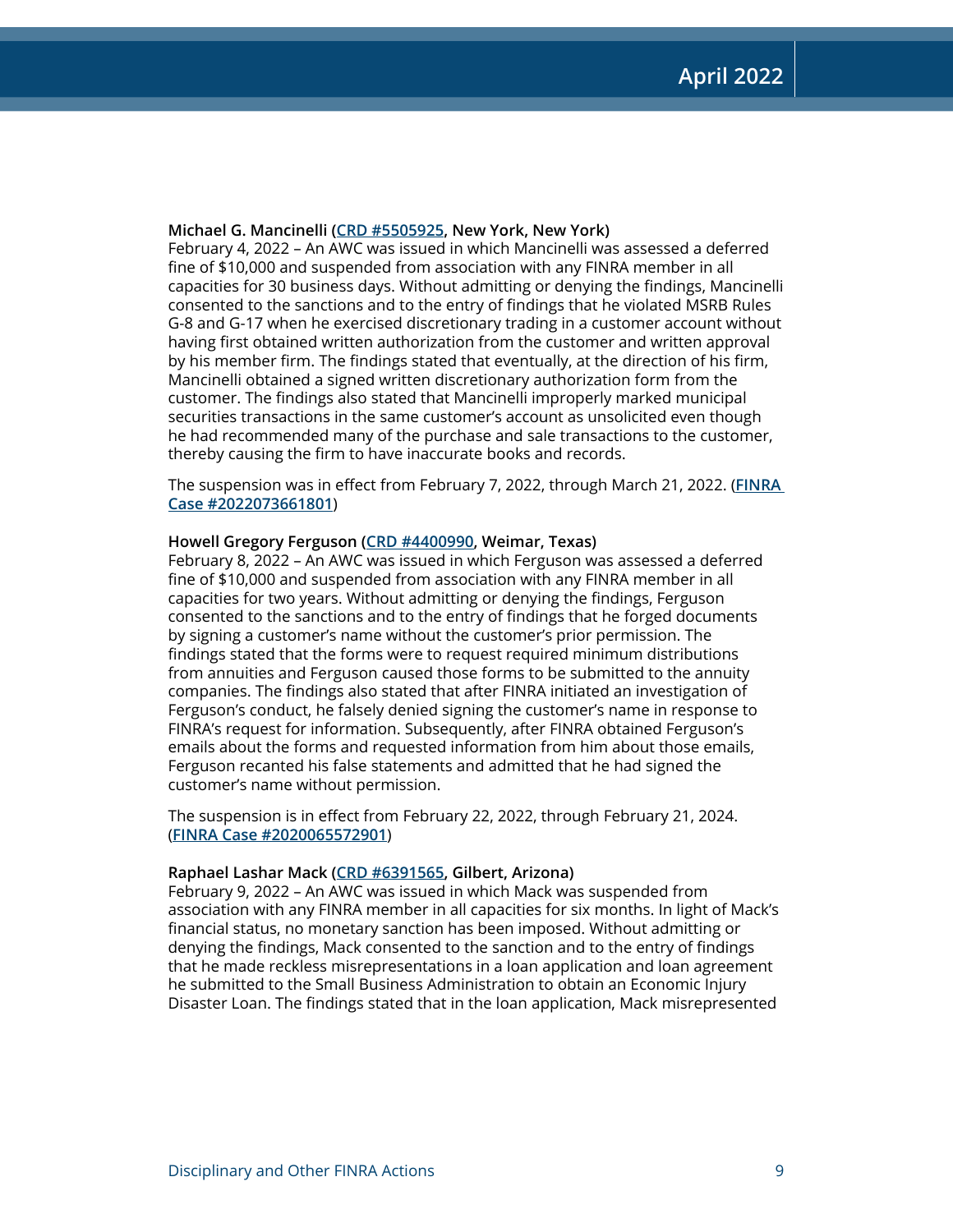**Michael G. Mancinelli (CRD #5505925, New York, New York)**
February 4, 2022 – An AWC was issued in which Mancinelli was assessed a deferred fine of $10,000 and suspended from association with any FINRA member in all capacities for 30 business days. Without admitting or denying the findings, Mancinelli consented to the sanctions and to the entry of findings that he violated MSRB Rules G-8 and G-17 when he exercised discretionary trading in a customer account without having first obtained written authorization from the customer and written approval by his member firm. The findings stated that eventually, at the direction of his firm, Mancinelli obtained a signed written discretionary authorization form from the customer. The findings also stated that Mancinelli improperly marked municipal securities transactions in the same customer's account as unsolicited even though he had recommended many of the purchase and sale transactions to the customer, thereby causing the firm to have inaccurate books and records.

The suspension was in effect from February 7, 2022, through March 21, 2022. (FINRA Case #2022073661801)

**Howell Gregory Ferguson (CRD #4400990, Weimar, Texas)**
February 8, 2022 – An AWC was issued in which Ferguson was assessed a deferred fine of $10,000 and suspended from association with any FINRA member in all capacities for two years. Without admitting or denying the findings, Ferguson consented to the sanctions and to the entry of findings that he forged documents by signing a customer's name without the customer's prior permission. The findings stated that the forms were to request required minimum distributions from annuities and Ferguson caused those forms to be submitted to the annuity companies. The findings also stated that after FINRA initiated an investigation of Ferguson's conduct, he falsely denied signing the customer's name in response to FINRA's request for information. Subsequently, after FINRA obtained Ferguson's emails about the forms and requested information from him about those emails, Ferguson recanted his false statements and admitted that he had signed the customer's name without permission.

The suspension is in effect from February 22, 2022, through February 21, 2024. (FINRA Case #2020065572901)

**Raphael Lashar Mack (CRD #6391565, Gilbert, Arizona)**
February 9, 2022 – An AWC was issued in which Mack was suspended from association with any FINRA member in all capacities for six months. In light of Mack's financial status, no monetary sanction has been imposed. Without admitting or denying the findings, Mack consented to the sanction and to the entry of findings that he made reckless misrepresentations in a loan application and loan agreement he submitted to the Small Business Administration to obtain an Economic Injury Disaster Loan. The findings stated that in the loan application, Mack misrepresented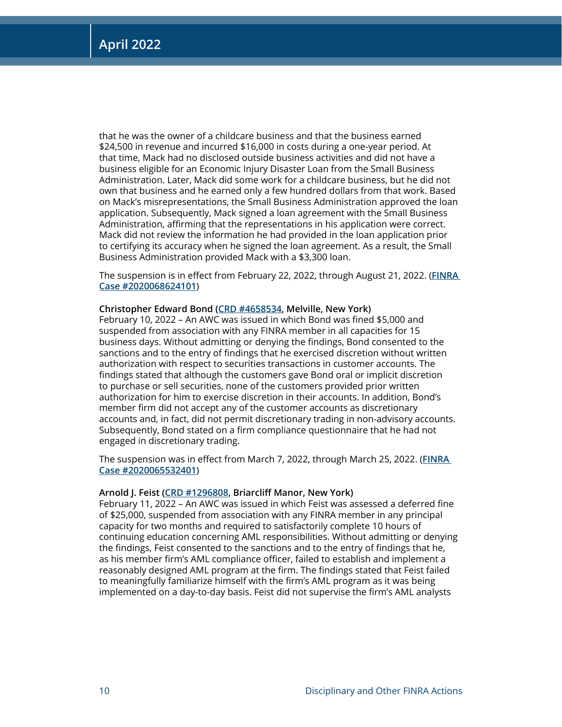that he was the owner of a childcare business and that the business earned $24,500 in revenue and incurred $16,000 in costs during a one-year period. At that time, Mack had no disclosed outside business activities and did not have a business eligible for an Economic Injury Disaster Loan from the Small Business Administration. Later, Mack did some work for a childcare business, but he did not own that business and he earned only a few hundred dollars from that work. Based on Mack's misrepresentations, the Small Business Administration approved the loan application. Subsequently, Mack signed a loan agreement with the Small Business Administration, affirming that the representations in his application were correct. Mack did not review the information he had provided in the loan application prior to certifying its accuracy when he signed the loan agreement. As a result, the Small Business Administration provided Mack with a $3,300 loan.

The suspension is in effect from February 22, 2022, through August 21, 2022. (**FINRA Case #2020068624101**)

**Christopher Edward Bond (CRD #4658534, Melville, New York)**
February 10, 2022 – An AWC was issued in which Bond was fined $5,000 and suspended from association with any FINRA member in all capacities for 15 business days. Without admitting or denying the findings, Bond consented to the sanctions and to the entry of findings that he exercised discretion without written authorization with respect to securities transactions in customer accounts. The findings stated that although the customers gave Bond oral or implicit discretion to purchase or sell securities, none of the customers provided prior written authorization for him to exercise discretion in their accounts. In addition, Bond's member firm did not accept any of the customer accounts as discretionary accounts and, in fact, did not permit discretionary trading in non-advisory accounts. Subsequently, Bond stated on a firm compliance questionnaire that he had not engaged in discretionary trading.

The suspension was in effect from March 7, 2022, through March 25, 2022. (**FINRA Case #2020065532401**)

**Arnold J. Feist (CRD #1296808, Briarcliff Manor, New York)**
February 11, 2022 – An AWC was issued in which Feist was assessed a deferred fine of $25,000, suspended from association with any FINRA member in any principal capacity for two months and required to satisfactorily complete 10 hours of continuing education concerning AML responsibilities. Without admitting or denying the findings, Feist consented to the sanctions and to the entry of findings that he, as his member firm's AML compliance officer, failed to establish and implement a reasonably designed AML program at the firm. The findings stated that Feist failed to meaningfully familiarize himself with the firm's AML program as it was being implemented on a day-to-day basis. Feist did not supervise the firm's AML analysts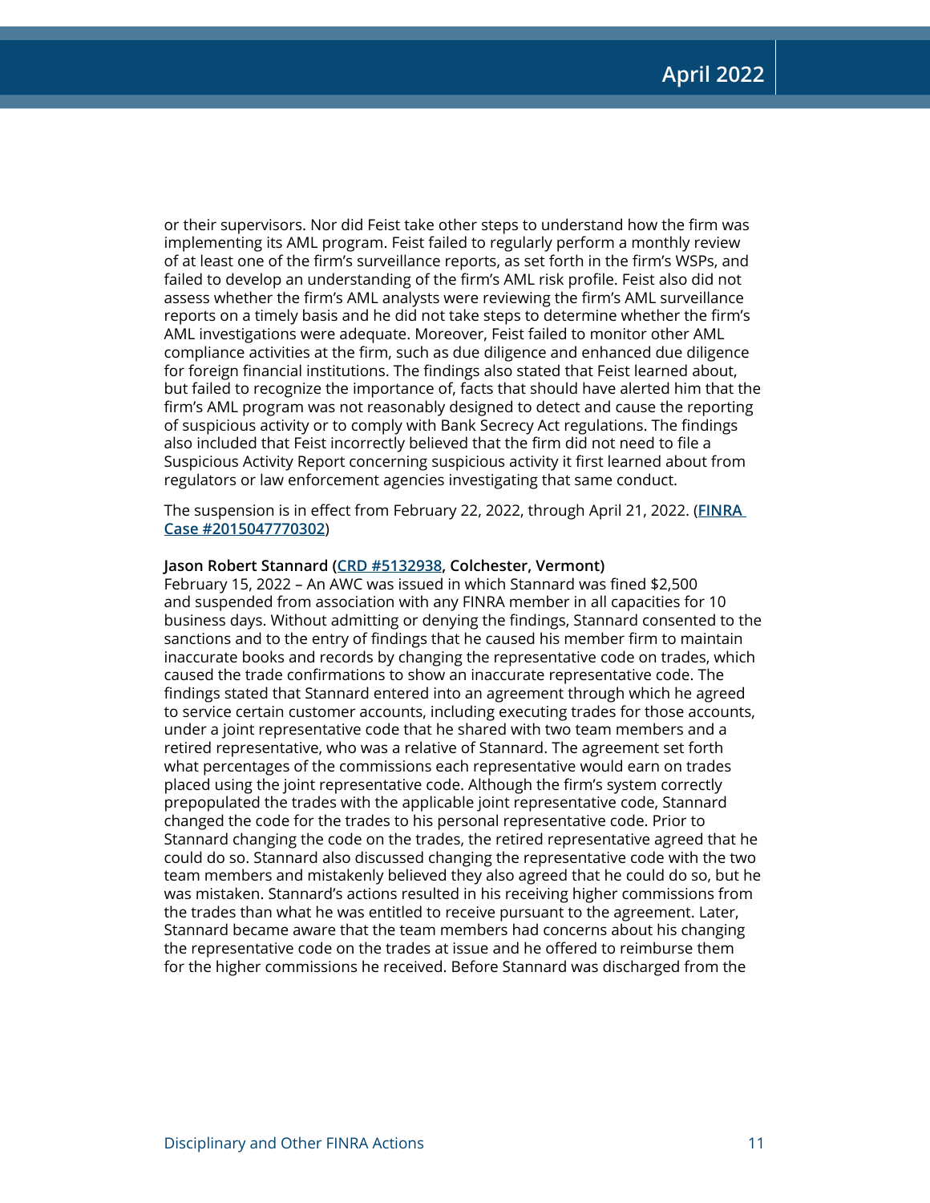or their supervisors. Nor did Feist take other steps to understand how the firm was implementing its AML program. Feist failed to regularly perform a monthly review of at least one of the firm's surveillance reports, as set forth in the firm's WSPs, and failed to develop an understanding of the firm's AML risk profile. Feist also did not assess whether the firm's AML analysts were reviewing the firm's AML surveillance reports on a timely basis and he did not take steps to determine whether the firm's AML investigations were adequate. Moreover, Feist failed to monitor other AML compliance activities at the firm, such as due diligence and enhanced due diligence for foreign financial institutions. The findings also stated that Feist learned about, but failed to recognize the importance of, facts that should have alerted him that the firm's AML program was not reasonably designed to detect and cause the reporting of suspicious activity or to comply with Bank Secrecy Act regulations. The findings also included that Feist incorrectly believed that the firm did not need to file a Suspicious Activity Report concerning suspicious activity it first learned about from regulators or law enforcement agencies investigating that same conduct.

The suspension is in effect from February 22, 2022, through April 21, 2022. (**FINRA Case #2015047770302**)

**Jason Robert Stannard (CRD #5132938, Colchester, Vermont)**
February 15, 2022 – An AWC was issued in which Stannard was fined $2,500 and suspended from association with any FINRA member in all capacities for 10 business days. Without admitting or denying the findings, Stannard consented to the sanctions and to the entry of findings that he caused his member firm to maintain inaccurate books and records by changing the representative code on trades, which caused the trade confirmations to show an inaccurate representative code. The findings stated that Stannard entered into an agreement through which he agreed to service certain customer accounts, including executing trades for those accounts, under a joint representative code that he shared with two team members and a retired representative, who was a relative of Stannard. The agreement set forth what percentages of the commissions each representative would earn on trades placed using the joint representative code. Although the firm's system correctly prepopulated the trades with the applicable joint representative code, Stannard changed the code for the trades to his personal representative code. Prior to Stannard changing the code on the trades, the retired representative agreed that he could do so. Stannard also discussed changing the representative code with the two team members and mistakenly believed they also agreed that he could do so, but he was mistaken. Stannard's actions resulted in his receiving higher commissions from the trades than what he was entitled to receive pursuant to the agreement. Later, Stannard became aware that the team members had concerns about his changing the representative code on the trades at issue and he offered to reimburse them for the higher commissions he received. Before Stannard was discharged from the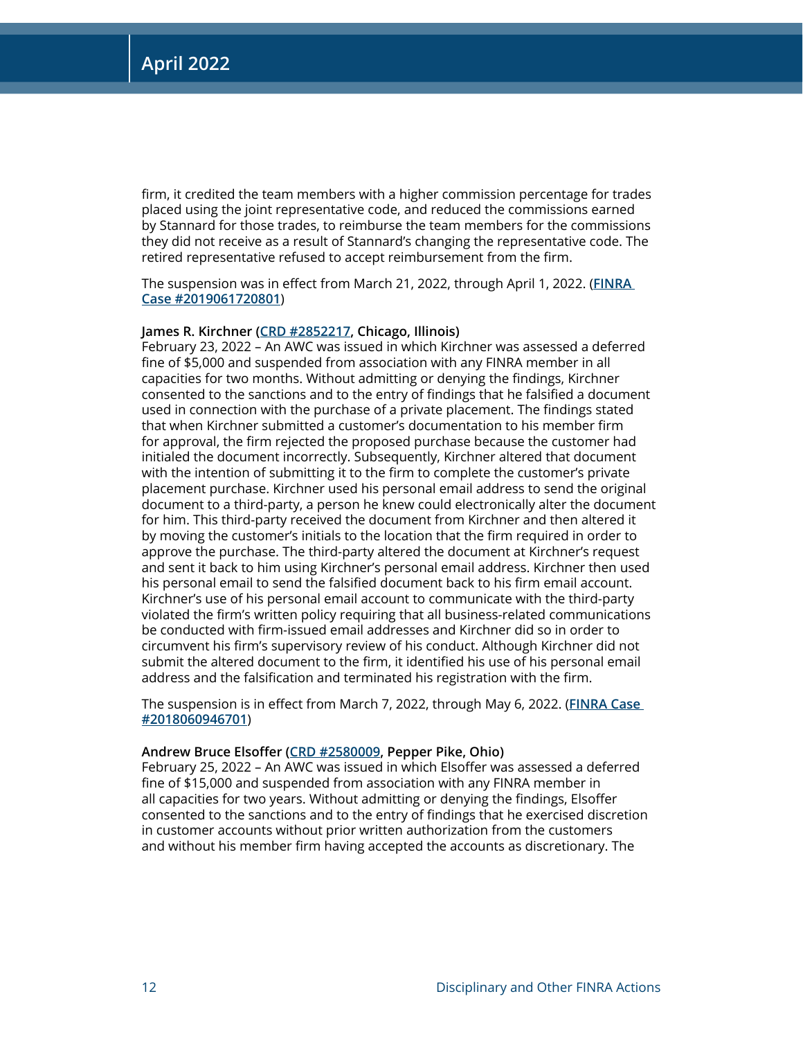firm, it credited the team members with a higher commission percentage for trades placed using the joint representative code, and reduced the commissions earned by Stannard for those trades, to reimburse the team members for the commissions they did not receive as a result of Stannard's changing the representative code. The retired representative refused to accept reimbursement from the firm.

The suspension was in effect from March 21, 2022, through April 1, 2022. (**FINRA Case #2019061720801**)

**James R. Kirchner (CRD #2852217, Chicago, Illinois)**
February 23, 2022 – An AWC was issued in which Kirchner was assessed a deferred fine of $5,000 and suspended from association with any FINRA member in all capacities for two months. Without admitting or denying the findings, Kirchner consented to the sanctions and to the entry of findings that he falsified a document used in connection with the purchase of a private placement. The findings stated that when Kirchner submitted a customer's documentation to his member firm for approval, the firm rejected the proposed purchase because the customer had initialed the document incorrectly. Subsequently, Kirchner altered that document with the intention of submitting it to the firm to complete the customer's private placement purchase. Kirchner used his personal email address to send the original document to a third-party, a person he knew could electronically alter the document for him. This third-party received the document from Kirchner and then altered it by moving the customer's initials to the location that the firm required in order to approve the purchase. The third-party altered the document at Kirchner's request and sent it back to him using Kirchner's personal email address. Kirchner then used his personal email to send the falsified document back to his firm email account. Kirchner's use of his personal email account to communicate with the third-party violated the firm's written policy requiring that all business-related communications be conducted with firm-issued email addresses and Kirchner did so in order to circumvent his firm's supervisory review of his conduct. Although Kirchner did not submit the altered document to the firm, it identified his use of his personal email address and the falsification and terminated his registration with the firm.

The suspension is in effect from March 7, 2022, through May 6, 2022. (**FINRA Case #2018060946701**)

**Andrew Bruce Elsoffer (CRD #2580009, Pepper Pike, Ohio)**
February 25, 2022 – An AWC was issued in which Elsoffer was assessed a deferred fine of $15,000 and suspended from association with any FINRA member in all capacities for two years. Without admitting or denying the findings, Elsoffer consented to the sanctions and to the entry of findings that he exercised discretion in customer accounts without prior written authorization from the customers and without his member firm having accepted the accounts as discretionary. The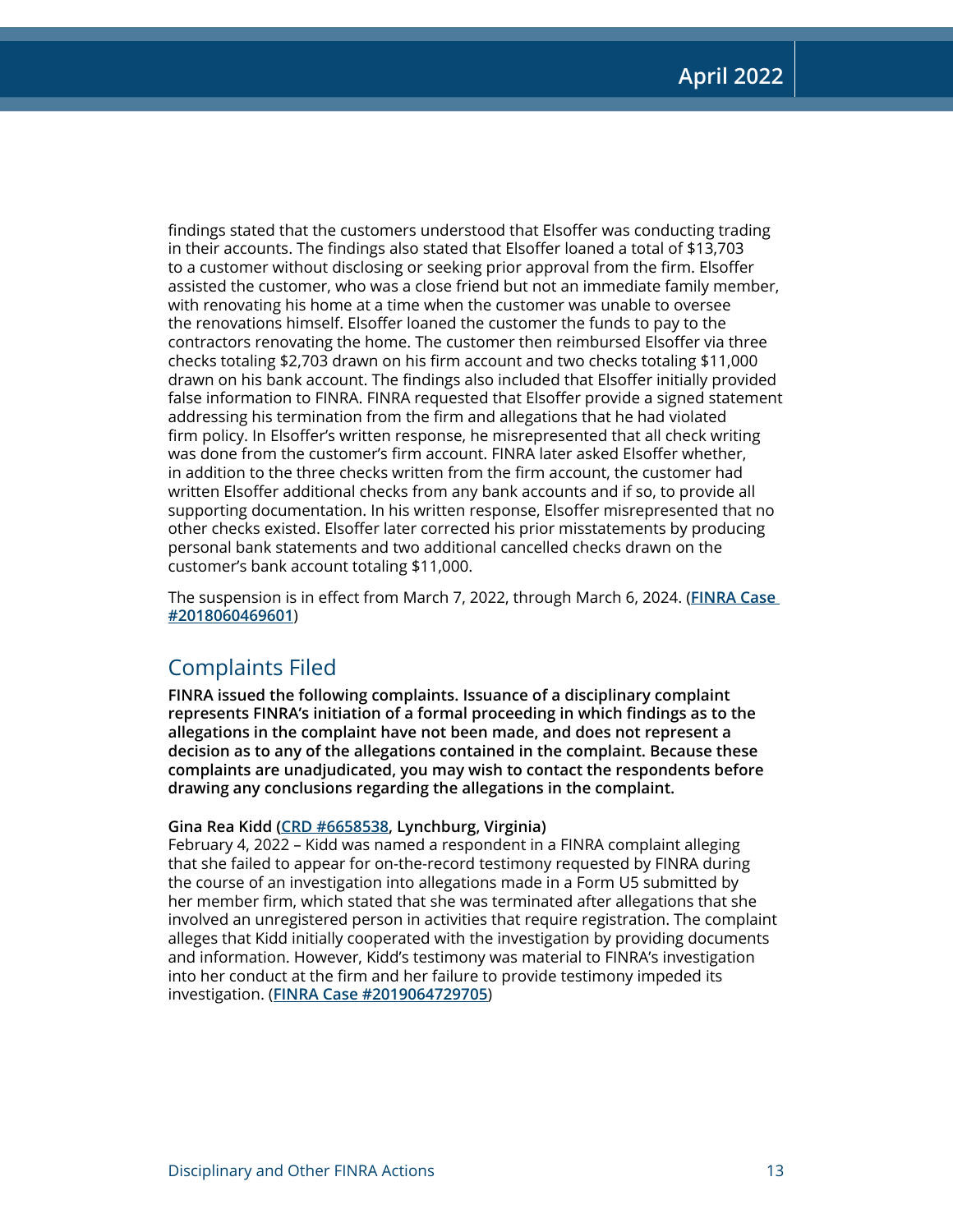findings stated that the customers understood that Elsoffer was conducting trading in their accounts. The findings also stated that Elsoffer loaned a total of $13,703 to a customer without disclosing or seeking prior approval from the firm. Elsoffer assisted the customer, who was a close friend but not an immediate family member, with renovating his home at a time when the customer was unable to oversee the renovations himself. Elsoffer loaned the customer the funds to pay to the contractors renovating the home. The customer then reimbursed Elsoffer via three checks totaling $2,703 drawn on his firm account and two checks totaling $11,000 drawn on his bank account. The findings also included that Elsoffer initially provided false information to FINRA. FINRA requested that Elsoffer provide a signed statement addressing his termination from the firm and allegations that he had violated firm policy. In Elsoffer's written response, he misrepresented that all check writing was done from the customer's firm account. FINRA later asked Elsoffer whether, in addition to the three checks written from the firm account, the customer had written Elsoffer additional checks from any bank accounts and if so, to provide all supporting documentation. In his written response, Elsoffer misrepresented that no other checks existed. Elsoffer later corrected his prior misstatements by producing personal bank statements and two additional cancelled checks drawn on the customer's bank account totaling $11,000.

The suspension is in effect from March 7, 2022, through March 6, 2024. (**FINRA Case #2018060469601**)

## Complaints Filed

**FINRA issued the following complaints. Issuance of a disciplinary complaint represents FINRA's initiation of a formal proceeding in which findings as to the allegations in the complaint have not been made, and does not represent a decision as to any of the allegations contained in the complaint. Because these complaints are unadjudicated, you may wish to contact the respondents before drawing any conclusions regarding the allegations in the complaint.**

**Gina Rea Kidd (CRD #6658538, Lynchburg, Virginia)**
February 4, 2022 – Kidd was named a respondent in a FINRA complaint alleging that she failed to appear for on-the-record testimony requested by FINRA during the course of an investigation into allegations made in a Form U5 submitted by her member firm, which stated that she was terminated after allegations that she involved an unregistered person in activities that require registration. The complaint alleges that Kidd initially cooperated with the investigation by providing documents and information. However, Kidd's testimony was material to FINRA's investigation into her conduct at the firm and her failure to provide testimony impeded its investigation. (**FINRA Case #2019064729705**)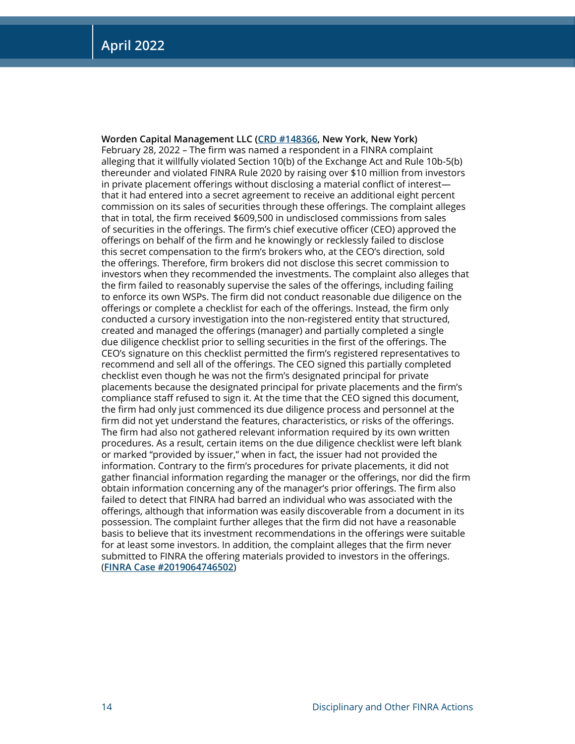**Worden Capital Management LLC (CRD #148366, New York, New York)**
February 28, 2022 – The firm was named a respondent in a FINRA complaint alleging that it willfully violated Section 10(b) of the Exchange Act and Rule 10b-5(b) thereunder and violated FINRA Rule 2020 by raising over $10 million from investors in private placement offerings without disclosing a material conflict of interest—that it had entered into a secret agreement to receive an additional eight percent commission on its sales of securities through these offerings. The complaint alleges that in total, the firm received $609,500 in undisclosed commissions from sales of securities in the offerings. The firm's chief executive officer (CEO) approved the offerings on behalf of the firm and he knowingly or recklessly failed to disclose this secret compensation to the firm's brokers who, at the CEO's direction, sold the offerings. Therefore, firm brokers did not disclose this secret commission to investors when they recommended the investments. The complaint also alleges that the firm failed to reasonably supervise the sales of the offerings, including failing to enforce its own WSPs. The firm did not conduct reasonable due diligence on the offerings or complete a checklist for each of the offerings. Instead, the firm only conducted a cursory investigation into the non-registered entity that structured, created and managed the offerings (manager) and partially completed a single due diligence checklist prior to selling securities in the first of the offerings. The CEO's signature on this checklist permitted the firm's registered representatives to recommend and sell all of the offerings. The CEO signed this partially completed checklist even though he was not the firm's designated principal for private placements because the designated principal for private placements and the firm's compliance staff refused to sign it. At the time that the CEO signed this document, the firm had only just commenced its due diligence process and personnel at the firm did not yet understand the features, characteristics, or risks of the offerings. The firm had also not gathered relevant information required by its own written procedures. As a result, certain items on the due diligence checklist were left blank or marked "provided by issuer," when in fact, the issuer had not provided the information. Contrary to the firm's procedures for private placements, it did not gather financial information regarding the manager or the offerings, nor did the firm obtain information concerning any of the manager's prior offerings. The firm also failed to detect that FINRA had barred an individual who was associated with the offerings, although that information was easily discoverable from a document in its possession. The complaint further alleges that the firm did not have a reasonable basis to believe that its investment recommendations in the offerings were suitable for at least some investors. In addition, the complaint alleges that the firm never submitted to FINRA the offering materials provided to investors in the offerings. (**FINRA Case #2019064746502**)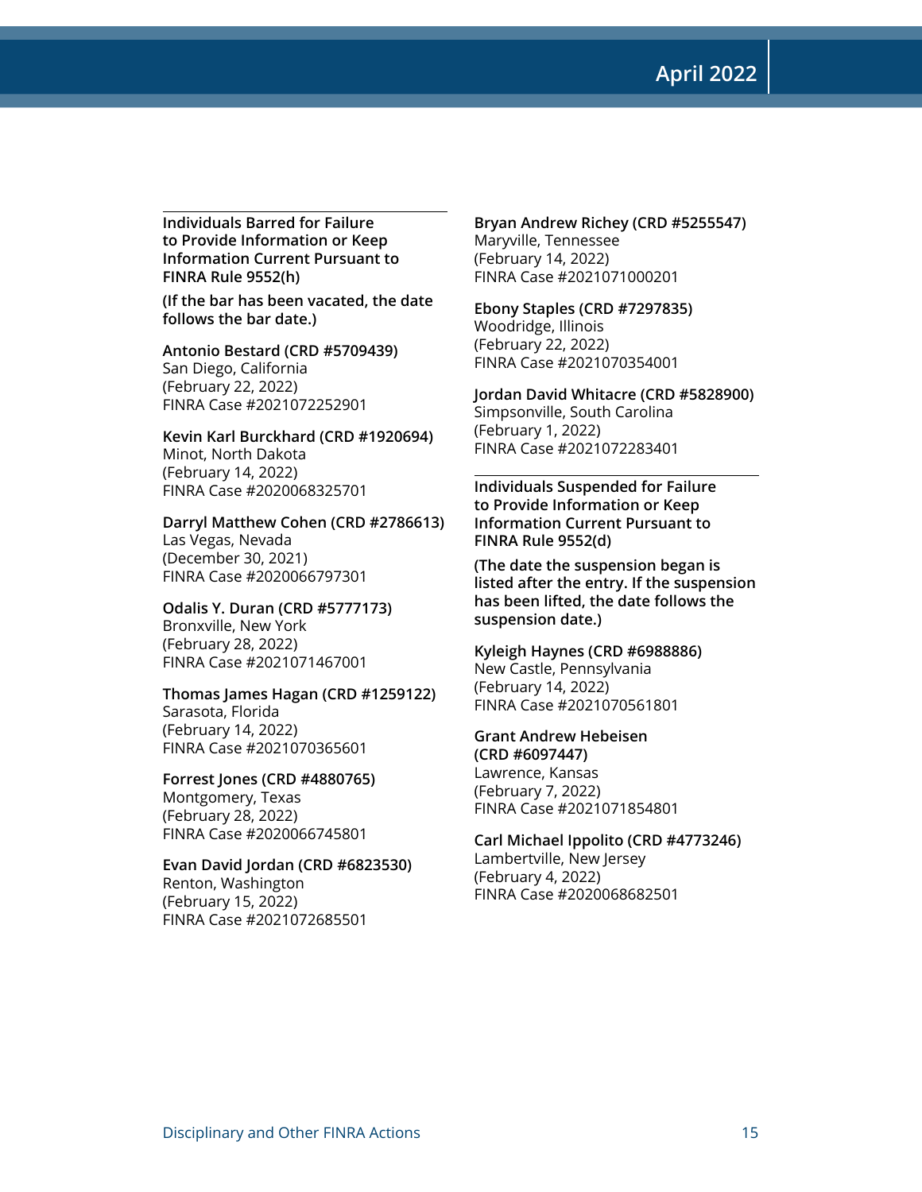### Individuals Barred for Failure to Provide Information or Keep Information Current Pursuant to FINRA Rule 9552(h)

**(If the bar has been vacated, the date follows the bar date.)**

**Antonio Bestard (CRD #5709439)**
San Diego, California
(February 22, 2022)
FINRA Case #2021072252901

**Kevin Karl Burckhard (CRD #1920694)**
Minot, North Dakota
(February 14, 2022)
FINRA Case #2020068325701

**Darryl Matthew Cohen (CRD #2786613)**
Las Vegas, Nevada
(December 30, 2021)
FINRA Case #2020066797301

**Odalis Y. Duran (CRD #5777173)**
Bronxville, New York
(February 28, 2022)
FINRA Case #2021071467001

**Thomas James Hagan (CRD #1259122)**
Sarasota, Florida
(February 14, 2022)
FINRA Case #2021070365601

**Forrest Jones (CRD #4880765)**
Montgomery, Texas
(February 28, 2022)
FINRA Case #2020066745801

**Evan David Jordan (CRD #6823530)**
Renton, Washington
(February 15, 2022)
FINRA Case #2021072685501

**Bryan Andrew Richey (CRD #5255547)**
Maryville, Tennessee
(February 14, 2022)
FINRA Case #2021071000201

**Ebony Staples (CRD #7297835)**
Woodridge, Illinois
(February 22, 2022)
FINRA Case #2021070354001

**Jordan David Whitacre (CRD #5828900)**
Simpsonville, South Carolina
(February 1, 2022)
FINRA Case #2021072283401

### Individuals Suspended for Failure to Provide Information or Keep Information Current Pursuant to FINRA Rule 9552(d)

**(The date the suspension began is listed after the entry. If the suspension has been lifted, the date follows the suspension date.)**

**Kyleigh Haynes (CRD #6988886)**
New Castle, Pennsylvania
(February 14, 2022)
FINRA Case #2021070561801

**Grant Andrew Hebeisen (CRD #6097447)**
Lawrence, Kansas
(February 7, 2022)
FINRA Case #2021071854801

**Carl Michael Ippolito (CRD #4773246)**
Lambertville, New Jersey
(February 4, 2022)
FINRA Case #2020068682501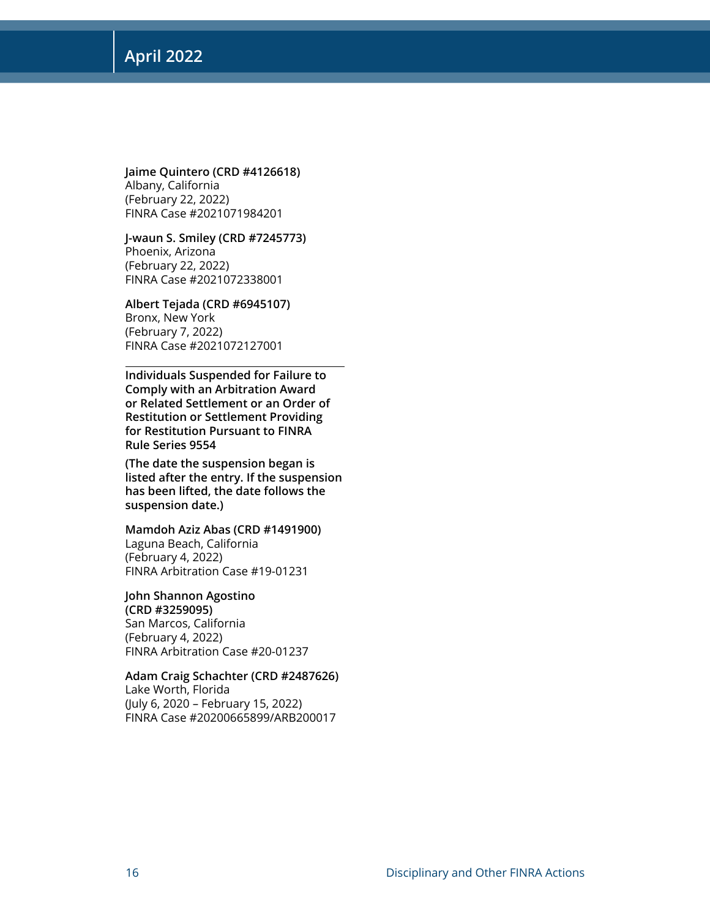**Jaime Quintero (CRD #4126618)**
Albany, California
(February 22, 2022)
FINRA Case #2021071984201

**J-waun S. Smiley (CRD #7245773)**
Phoenix, Arizona
(February 22, 2022)
FINRA Case #2021072338001

**Albert Tejada (CRD #6945107)**
Bronx, New York
(February 7, 2022)
FINRA Case #2021072127001

---

### Individuals Suspended for Failure to Comply with an Arbitration Award or Related Settlement or an Order of Restitution or Settlement Providing for Restitution Pursuant to FINRA Rule Series 9554

**(The date the suspension began is listed after the entry. If the suspension has been lifted, the date follows the suspension date.)**

**Mamdoh Aziz Abas (CRD #1491900)**
Laguna Beach, California
(February 4, 2022)
FINRA Arbitration Case #19-01231

**John Shannon Agostino (CRD #3259095)**
San Marcos, California
(February 4, 2022)
FINRA Arbitration Case #20-01237

**Adam Craig Schachter (CRD #2487626)**
Lake Worth, Florida
(July 6, 2020 – February 15, 2022)
FINRA Case #20200665899/ARB200017